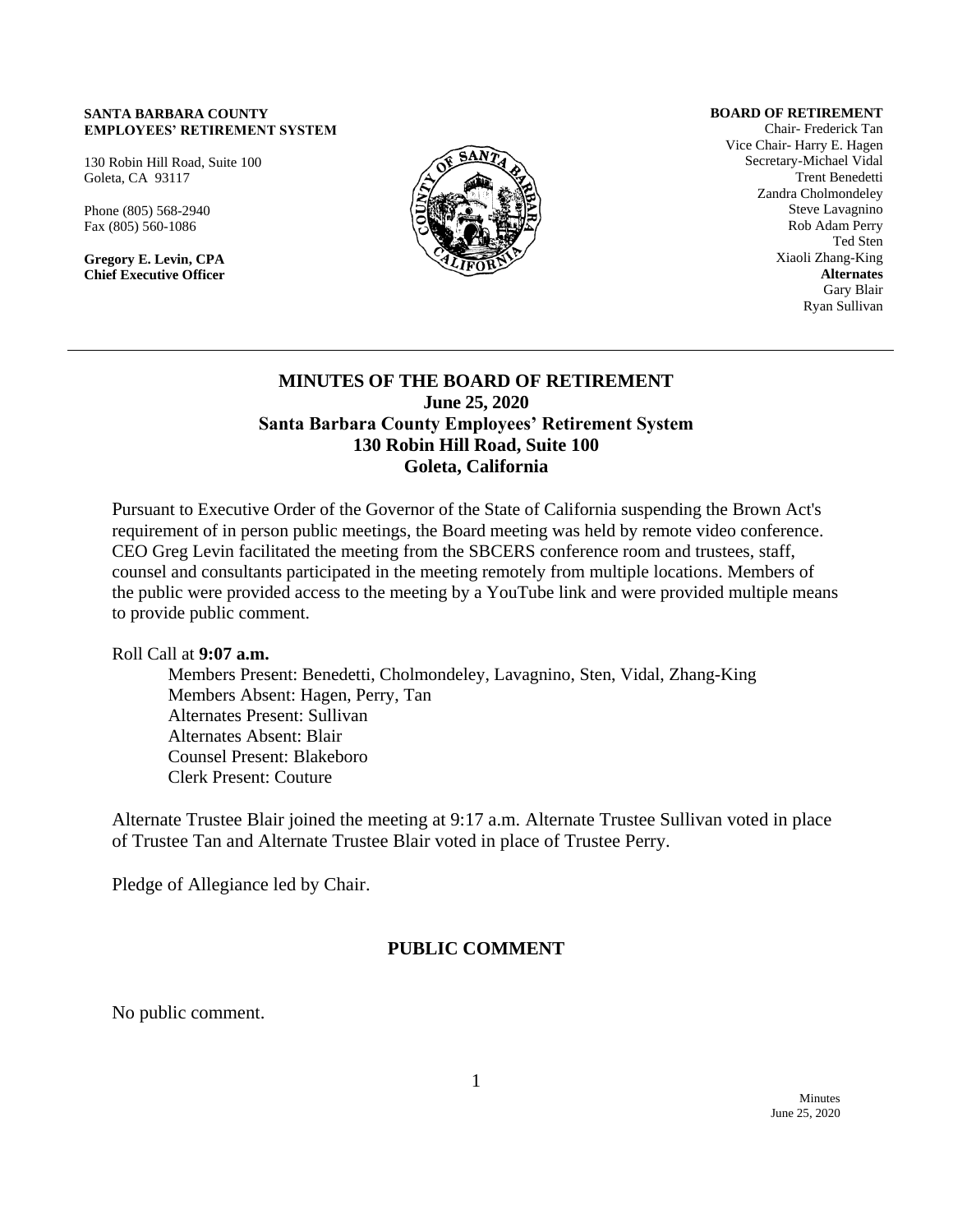**SANTA BARBARA COUNTY**
**EMPLOYEES' RETIREMENT SYSTEM**

130 Robin Hill Road, Suite 100
Goleta, CA 93117

Phone (805) 568-2940
Fax (805) 560-1086

**Gregory E. Levin, CPA**
**Chief Executive Officer**

**BOARD OF RETIREMENT**
Chair- Frederick Tan
Vice Chair- Harry E. Hagen
Secretary-Michael Vidal
Trent Benedetti
Zandra Cholmondeley
Steve Lavagnino
Rob Adam Perry
Ted Sten
Xiaoli Zhang-King
**Alternates**
Gary Blair
Ryan Sullivan

---

# MINUTES OF THE BOARD OF RETIREMENT

## June 25, 2020

## Santa Barbara County Employees' Retirement System

## 130 Robin Hill Road, Suite 100

## Goleta, California

Pursuant to Executive Order of the Governor of the State of California suspending the Brown Act's requirement of in person public meetings, the Board meeting was held by remote video conference. CEO Greg Levin facilitated the meeting from the SBCERS conference room and trustees, staff, counsel and consultants participated in the meeting remotely from multiple locations. Members of the public were provided access to the meeting by a YouTube link and were provided multiple means to provide public comment.

Roll Call at **9:07 a.m.**

Members Present: Benedetti, Cholmondeley, Lavagnino, Sten, Vidal, Zhang-King
Members Absent: Hagen, Perry, Tan
Alternates Present: Sullivan
Alternates Absent: Blair
Counsel Present: Blakeboro
Clerk Present: Couture

Alternate Trustee Blair joined the meeting at 9:17 a.m. Alternate Trustee Sullivan voted in place of Trustee Tan and Alternate Trustee Blair voted in place of Trustee Perry.

Pledge of Allegiance led by Chair.

## PUBLIC COMMENT

No public comment.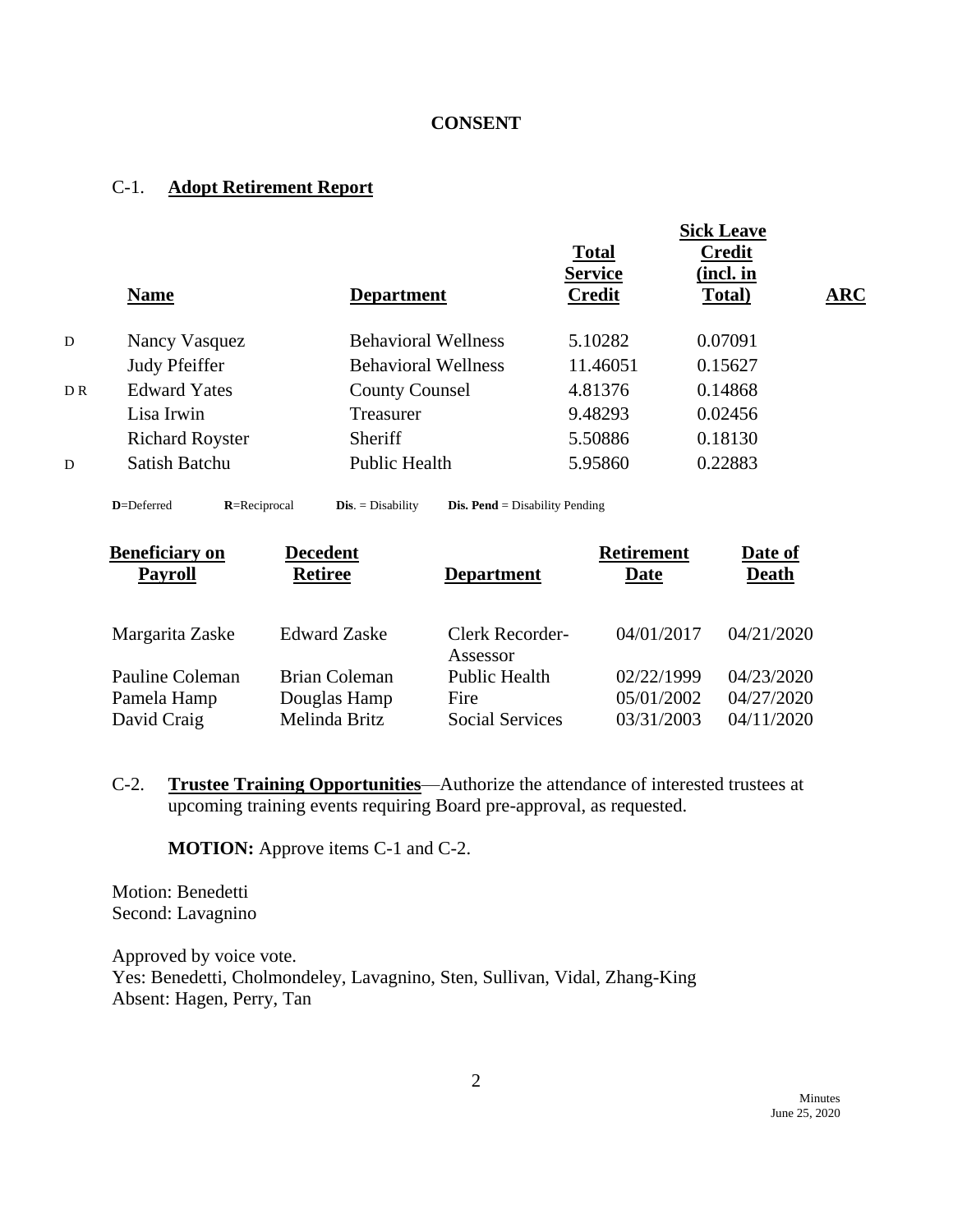**CONSENT**

C-1. **Adopt Retirement Report**

| | Name | Department | Total Service Credit | Sick Leave Credit (incl. in Total) | ARC |
|---|---|---|---|---|---|
| D | Nancy Vasquez | Behavioral Wellness | 5.10282 | 0.07091 | |
| | Judy Pfeiffer | Behavioral Wellness | 11.46051 | 0.15627 | |
| D R | Edward Yates | County Counsel | 4.81376 | 0.14868 | |
| | Lisa Irwin | Treasurer | 9.48293 | 0.02456 | |
| | Richard Royster | Sheriff | 5.50886 | 0.18130 | |
| D | Satish Batchu | Public Health | 5.95860 | 0.22883 | |

**D**=Deferred **R**=Reciprocal **Dis**. = Disability **Dis. Pend** = Disability Pending

| Beneficiary on Payroll | Decedent Retiree | Department | Retirement Date | Date of Death |
|---|---|---|---|---|
| Margarita Zaske | Edward Zaske | Clerk Recorder-Assessor | 04/01/2017 | 04/21/2020 |
| Pauline Coleman | Brian Coleman | Public Health | 02/22/1999 | 04/23/2020 |
| Pamela Hamp | Douglas Hamp | Fire | 05/01/2002 | 04/27/2020 |
| David Craig | Melinda Britz | Social Services | 03/31/2003 | 04/11/2020 |

C-2. **Trustee Training Opportunities**—Authorize the attendance of interested trustees at upcoming training events requiring Board pre-approval, as requested.

**MOTION:** Approve items C-1 and C-2.

Motion: Benedetti
Second: Lavagnino

Approved by voice vote.
Yes: Benedetti, Cholmondeley, Lavagnino, Sten, Sullivan, Vidal, Zhang-King
Absent: Hagen, Perry, Tan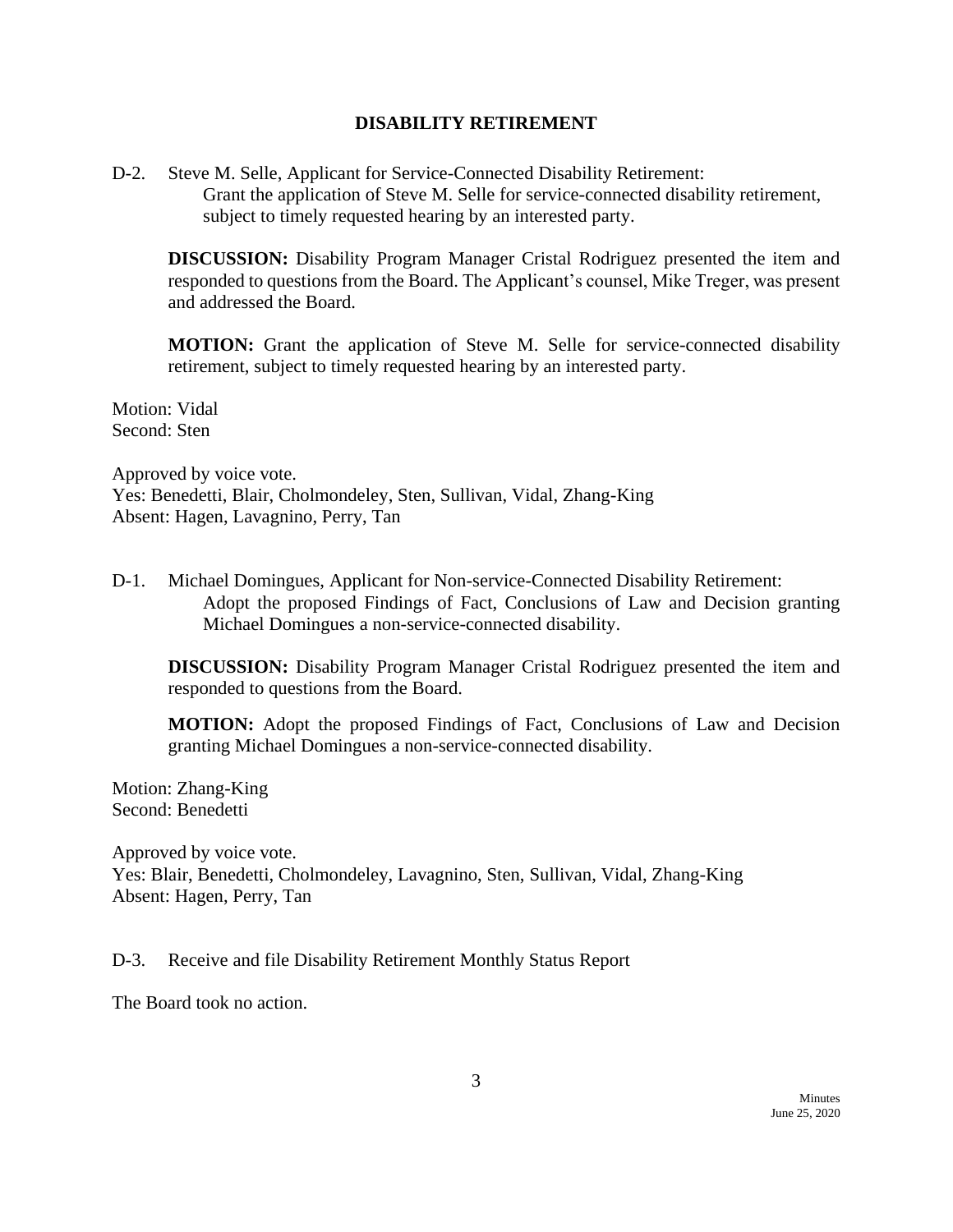## DISABILITY RETIREMENT

D-2. Steve M. Selle, Applicant for Service-Connected Disability Retirement:
Grant the application of Steve M. Selle for service-connected disability retirement, subject to timely requested hearing by an interested party.

**DISCUSSION:** Disability Program Manager Cristal Rodriguez presented the item and responded to questions from the Board. The Applicant's counsel, Mike Treger, was present and addressed the Board.

**MOTION:** Grant the application of Steve M. Selle for service-connected disability retirement, subject to timely requested hearing by an interested party.

Motion: Vidal
Second: Sten

Approved by voice vote.
Yes: Benedetti, Blair, Cholmondeley, Sten, Sullivan, Vidal, Zhang-King
Absent: Hagen, Lavagnino, Perry, Tan

D-1. Michael Domingues, Applicant for Non-service-Connected Disability Retirement:
Adopt the proposed Findings of Fact, Conclusions of Law and Decision granting Michael Domingues a non-service-connected disability.

**DISCUSSION:** Disability Program Manager Cristal Rodriguez presented the item and responded to questions from the Board.

**MOTION:** Adopt the proposed Findings of Fact, Conclusions of Law and Decision granting Michael Domingues a non-service-connected disability.

Motion: Zhang-King
Second: Benedetti

Approved by voice vote.
Yes: Blair, Benedetti, Cholmondeley, Lavagnino, Sten, Sullivan, Vidal, Zhang-King
Absent: Hagen, Perry, Tan

D-3. Receive and file Disability Retirement Monthly Status Report

The Board took no action.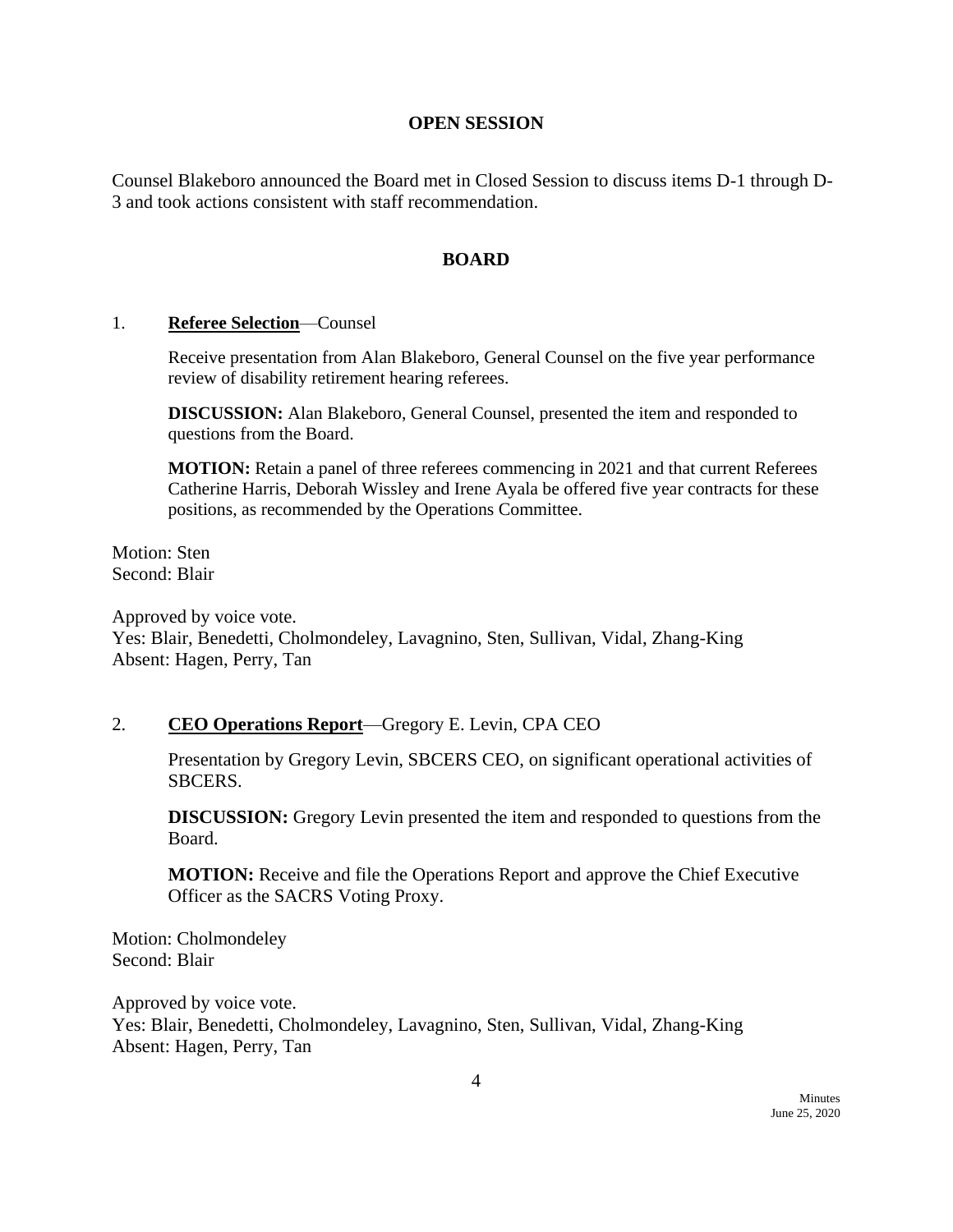## OPEN SESSION

Counsel Blakeboro announced the Board met in Closed Session to discuss items D-1 through D-3 and took actions consistent with staff recommendation.

## BOARD

1. **Referee Selection**—Counsel

   Receive presentation from Alan Blakeboro, General Counsel on the five year performance review of disability retirement hearing referees.

   **DISCUSSION:** Alan Blakeboro, General Counsel, presented the item and responded to questions from the Board.

   **MOTION:** Retain a panel of three referees commencing in 2021 and that current Referees Catherine Harris, Deborah Wissley and Irene Ayala be offered five year contracts for these positions, as recommended by the Operations Committee.

Motion: Sten
Second: Blair

Approved by voice vote.
Yes: Blair, Benedetti, Cholmondeley, Lavagnino, Sten, Sullivan, Vidal, Zhang-King
Absent: Hagen, Perry, Tan

2. **CEO Operations Report**—Gregory E. Levin, CPA CEO

   Presentation by Gregory Levin, SBCERS CEO, on significant operational activities of SBCERS.

   **DISCUSSION:** Gregory Levin presented the item and responded to questions from the Board.

   **MOTION:** Receive and file the Operations Report and approve the Chief Executive Officer as the SACRS Voting Proxy.

Motion: Cholmondeley
Second: Blair

Approved by voice vote.
Yes: Blair, Benedetti, Cholmondeley, Lavagnino, Sten, Sullivan, Vidal, Zhang-King
Absent: Hagen, Perry, Tan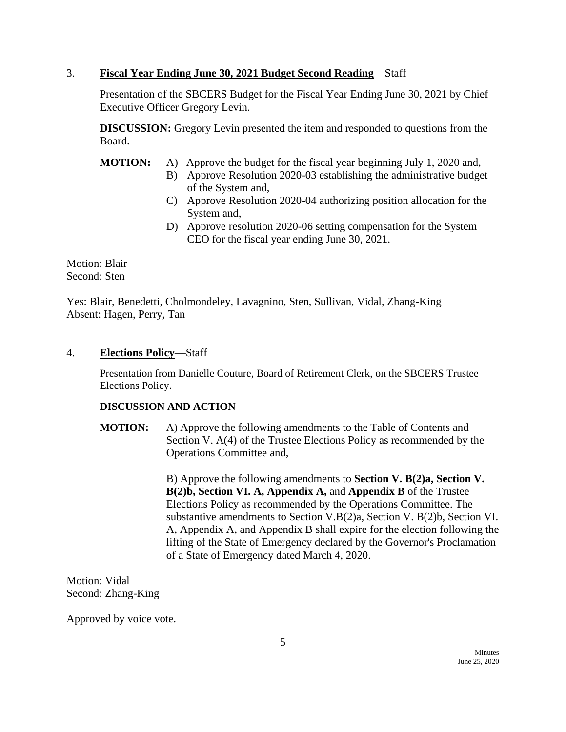3. **Fiscal Year Ending June 30, 2021 Budget Second Reading**—Staff

Presentation of the SBCERS Budget for the Fiscal Year Ending June 30, 2021 by Chief Executive Officer Gregory Levin.

**DISCUSSION:** Gregory Levin presented the item and responded to questions from the Board.

**MOTION:**
- A) Approve the budget for the fiscal year beginning July 1, 2020 and,
- B) Approve Resolution 2020-03 establishing the administrative budget of the System and,
- C) Approve Resolution 2020-04 authorizing position allocation for the System and,
- D) Approve resolution 2020-06 setting compensation for the System CEO for the fiscal year ending June 30, 2021.

Motion: Blair
Second: Sten

Yes: Blair, Benedetti, Cholmondeley, Lavagnino, Sten, Sullivan, Vidal, Zhang-King
Absent: Hagen, Perry, Tan

4. **Elections Policy**—Staff

Presentation from Danielle Couture, Board of Retirement Clerk, on the SBCERS Trustee Elections Policy.

**DISCUSSION AND ACTION**

**MOTION:** A) Approve the following amendments to the Table of Contents and Section V. A(4) of the Trustee Elections Policy as recommended by the Operations Committee and,

B) Approve the following amendments to **Section V. B(2)a, Section V. B(2)b, Section VI. A, Appendix A,** and **Appendix B** of the Trustee Elections Policy as recommended by the Operations Committee. The substantive amendments to Section V.B(2)a, Section V. B(2)b, Section VI. A, Appendix A, and Appendix B shall expire for the election following the lifting of the State of Emergency declared by the Governor's Proclamation of a State of Emergency dated March 4, 2020.

Motion: Vidal
Second: Zhang-King

Approved by voice vote.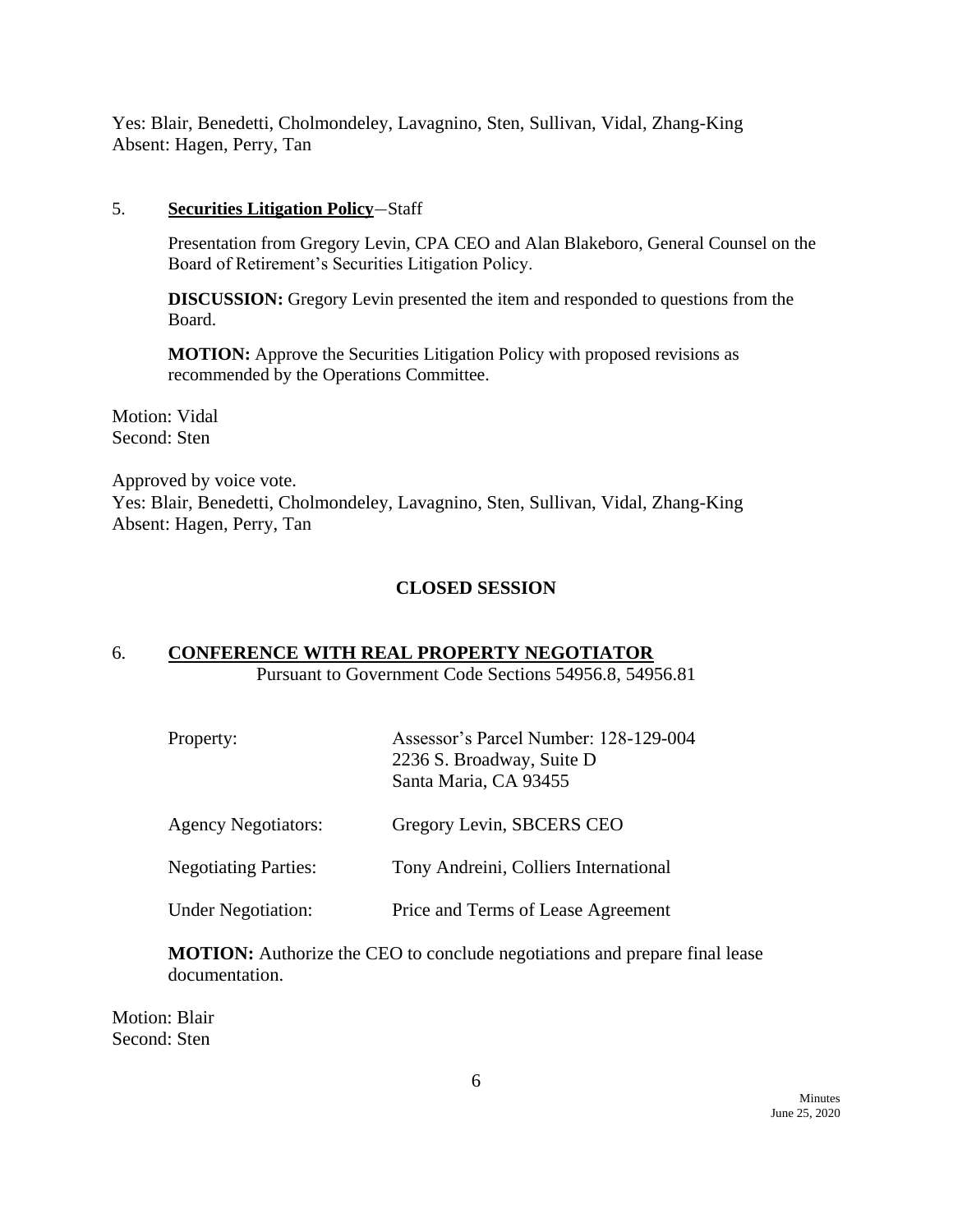Yes: Blair, Benedetti, Cholmondeley, Lavagnino, Sten, Sullivan, Vidal, Zhang-King
Absent: Hagen, Perry, Tan

5. **Securities Litigation Policy**—Staff

   Presentation from Gregory Levin, CPA CEO and Alan Blakeboro, General Counsel on the Board of Retirement's Securities Litigation Policy.

   **DISCUSSION:** Gregory Levin presented the item and responded to questions from the Board.

   **MOTION:** Approve the Securities Litigation Policy with proposed revisions as recommended by the Operations Committee.

Motion: Vidal
Second: Sten

Approved by voice vote.
Yes: Blair, Benedetti, Cholmondeley, Lavagnino, Sten, Sullivan, Vidal, Zhang-King
Absent: Hagen, Perry, Tan

## CLOSED SESSION

6. **CONFERENCE WITH REAL PROPERTY NEGOTIATOR**
   Pursuant to Government Code Sections 54956.8, 54956.81

| | |
|---|---|
| Property: | Assessor's Parcel Number: 128-129-004<br>2236 S. Broadway, Suite D<br>Santa Maria, CA 93455 |
| Agency Negotiators: | Gregory Levin, SBCERS CEO |
| Negotiating Parties: | Tony Andreini, Colliers International |
| Under Negotiation: | Price and Terms of Lease Agreement |

   **MOTION:** Authorize the CEO to conclude negotiations and prepare final lease documentation.

Motion: Blair
Second: Sten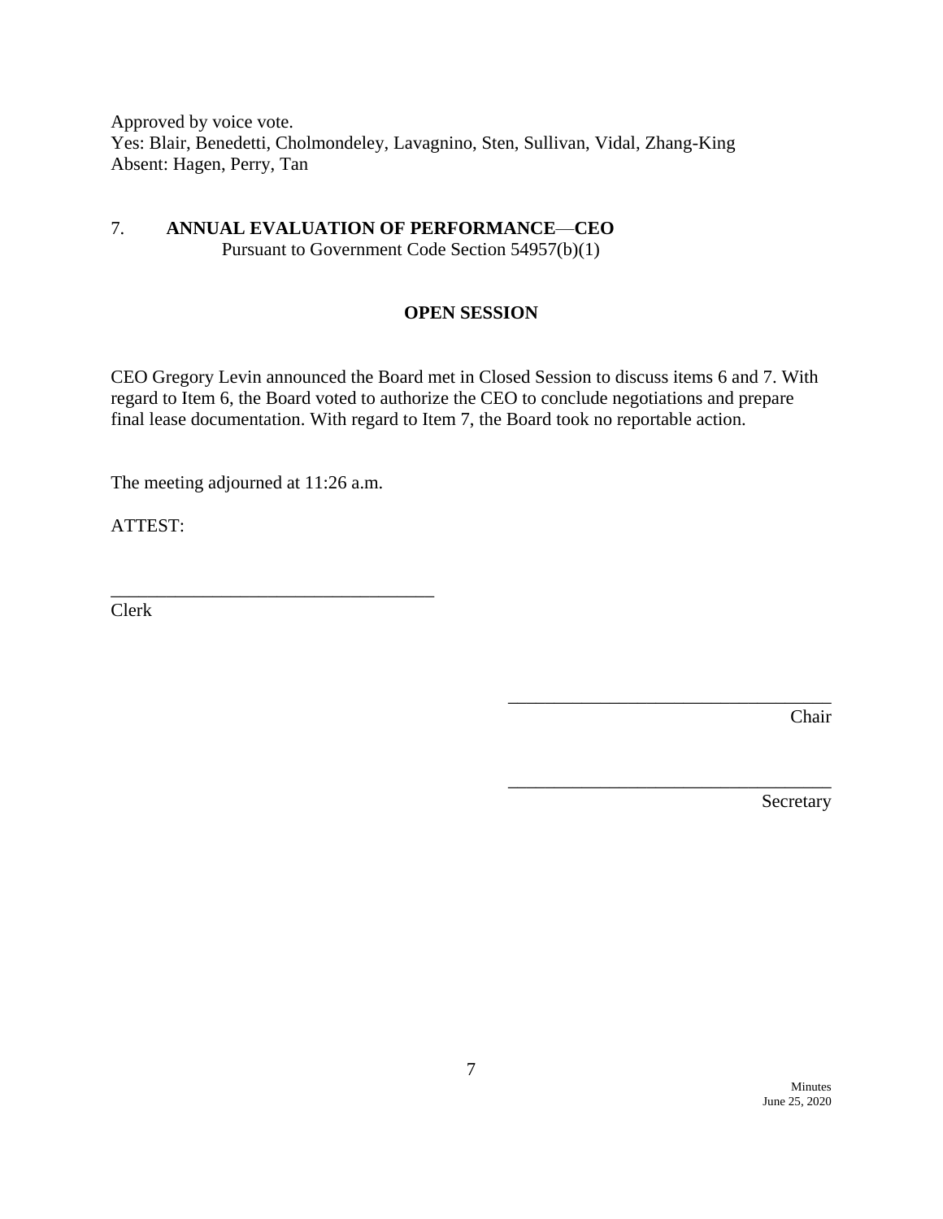Approved by voice vote.
Yes: Blair, Benedetti, Cholmondeley, Lavagnino, Sten, Sullivan, Vidal, Zhang-King
Absent: Hagen, Perry, Tan

7. **ANNUAL EVALUATION OF PERFORMANCE—CEO**
Pursuant to Government Code Section 54957(b)(1)

## OPEN SESSION

CEO Gregory Levin announced the Board met in Closed Session to discuss items 6 and 7. With regard to Item 6, the Board voted to authorize the CEO to conclude negotiations and prepare final lease documentation. With regard to Item 7, the Board took no reportable action.

The meeting adjourned at 11:26 a.m.

ATTEST:

___________________________________
Clerk

___________________________________
Chair

___________________________________
Secretary